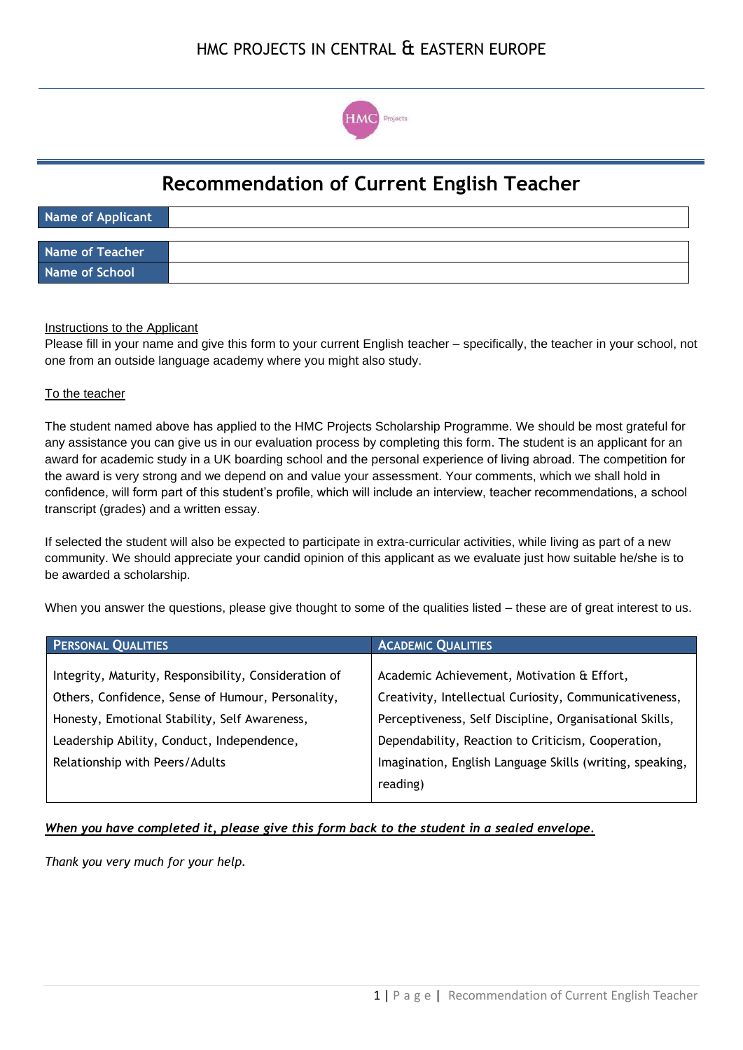# HMC PROJECTS IN CENTRAL & EASTERN EUROPE

## Recommendation of Current English Teacher

| Name of Applicant | |
|---|---|

| Name of Teacher | |
|---|---|
| Name of School | |

Instructions to the Applicant

Please fill in your name and give this form to your current English teacher – specifically, the teacher in your school, not one from an outside language academy where you might also study.

To the teacher

The student named above has applied to the HMC Projects Scholarship Programme. We should be most grateful for any assistance you can give us in our evaluation process by completing this form. The student is an applicant for an award for academic study in a UK boarding school and the personal experience of living abroad. The competition for the award is very strong and we depend on and value your assessment. Your comments, which we shall hold in confidence, will form part of this student's profile, which will include an interview, teacher recommendations, a school transcript (grades) and a written essay.

If selected the student will also be expected to participate in extra-curricular activities, while living as part of a new community. We should appreciate your candid opinion of this applicant as we evaluate just how suitable he/she is to be awarded a scholarship.

When you answer the questions, please give thought to some of the qualities listed – these are of great interest to us.

| PERSONAL QUALITIES | ACADEMIC QUALITIES |
|---|---|
| Integrity, Maturity, Responsibility, Consideration of Others, Confidence, Sense of Humour, Personality, Honesty, Emotional Stability, Self Awareness, Leadership Ability, Conduct, Independence, Relationship with Peers/Adults | Academic Achievement, Motivation & Effort, Creativity, Intellectual Curiosity, Communicativeness, Perceptiveness, Self Discipline, Organisational Skills, Dependability, Reaction to Criticism, Cooperation, Imagination, English Language Skills (writing, speaking, reading) |

***When you have completed it, please give this form back to the student in a sealed envelope.***

*Thank you very much for your help.*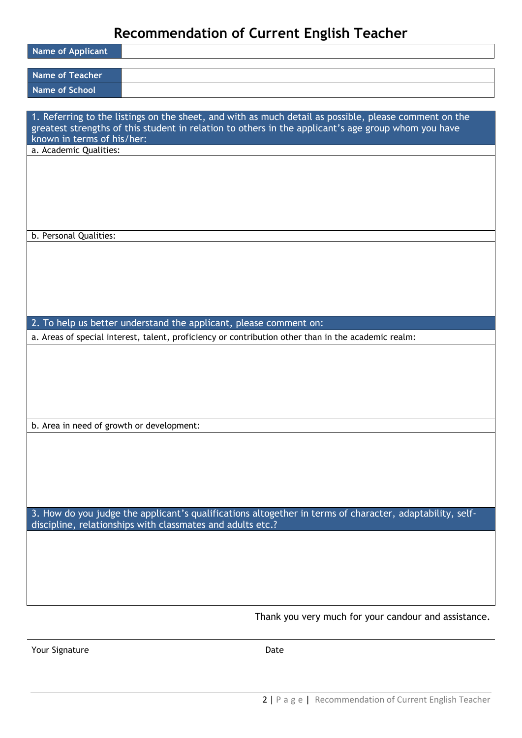# Recommendation of Current English Teacher

| Name of Applicant | |
|---|---|

| Name of Teacher | |
|---|---|
| Name of School | |

**1. Referring to the listings on the sheet, and with as much detail as possible, please comment on the greatest strengths of this student in relation to others in the applicant's age group whom you have known in terms of his/her:**

a. Academic Qualities:

b. Personal Qualities:

**2. To help us better understand the applicant, please comment on:**

a. Areas of special interest, talent, proficiency or contribution other than in the academic realm:

b. Area in need of growth or development:

**3. How do you judge the applicant's qualifications altogether in terms of character, adaptability, self-discipline, relationships with classmates and adults etc.?**

Thank you very much for your candour and assistance.

Your Signature                                        Date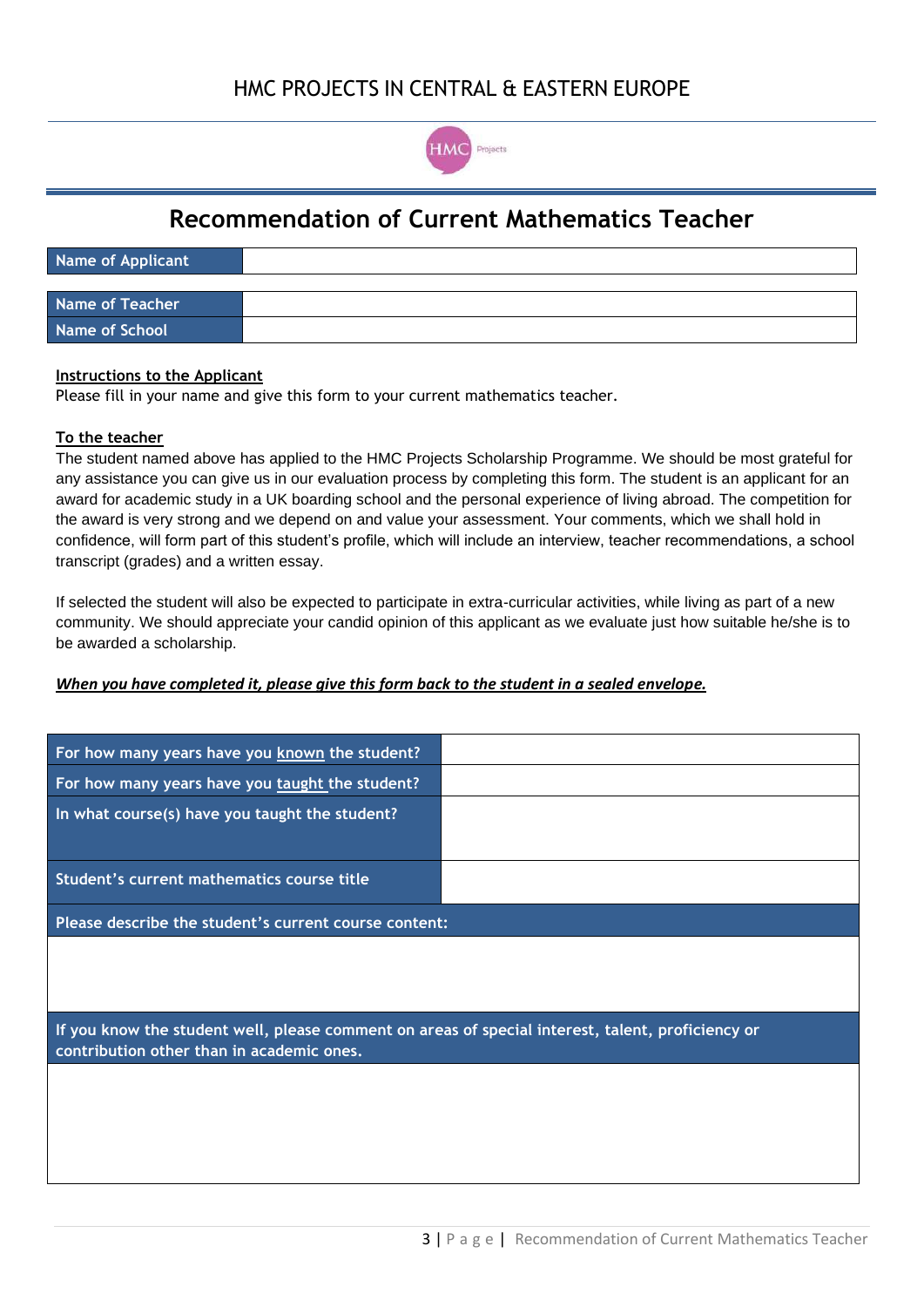HMC PROJECTS IN CENTRAL & EASTERN EUROPE

# Recommendation of Current Mathematics Teacher

| Name of Applicant | |
|---|---|

| Name of Teacher | |
|---|---|
| Name of School | |

**Instructions to the Applicant**

Please fill in your name and give this form to your current mathematics teacher.

**To the teacher**

The student named above has applied to the HMC Projects Scholarship Programme. We should be most grateful for any assistance you can give us in our evaluation process by completing this form. The student is an applicant for an award for academic study in a UK boarding school and the personal experience of living abroad. The competition for the award is very strong and we depend on and value your assessment. Your comments, which we shall hold in confidence, will form part of this student's profile, which will include an interview, teacher recommendations, a school transcript (grades) and a written essay.

If selected the student will also be expected to participate in extra-curricular activities, while living as part of a new community. We should appreciate your candid opinion of this applicant as we evaluate just how suitable he/she is to be awarded a scholarship.

***When you have completed it, please give this form back to the student in a sealed envelope.***

| For how many years have you known the student? | |
|---|---|
| For how many years have you taught the student? | |
| In what course(s) have you taught the student? | |
| Student's current mathematics course title | |

| Please describe the student's current course content: |
|---|
| |

| If you know the student well, please comment on areas of special interest, talent, proficiency or contribution other than in academic ones. |
|---|
| |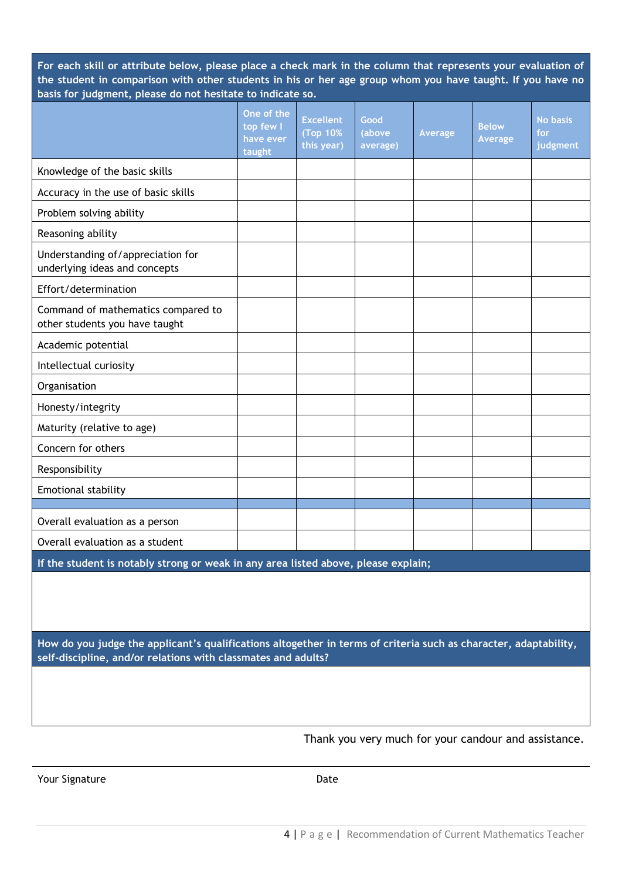For each skill or attribute below, please place a check mark in the column that represents your evaluation of the student in comparison with other students in his or her age group whom you have taught. If you have no basis for judgment, please do not hesitate to indicate so.

| | One of the top few I have ever taught | Excellent (Top 10% this year) | Good (above average) | Average | Below Average | No basis for judgment |
|---|---|---|---|---|---|---|
| Knowledge of the basic skills | | | | | | |
| Accuracy in the use of basic skills | | | | | | |
| Problem solving ability | | | | | | |
| Reasoning ability | | | | | | |
| Understanding of/appreciation for underlying ideas and concepts | | | | | | |
| Effort/determination | | | | | | |
| Command of mathematics compared to other students you have taught | | | | | | |
| Academic potential | | | | | | |
| Intellectual curiosity | | | | | | |
| Organisation | | | | | | |
| Honesty/integrity | | | | | | |
| Maturity (relative to age) | | | | | | |
| Concern for others | | | | | | |
| Responsibility | | | | | | |
| Emotional stability | | | | | | |
| | | | | | | |
| Overall evaluation as a person | | | | | | |
| Overall evaluation as a student | | | | | | |

**If the student is notably strong or weak in any area listed above, please explain;**

**How do you judge the applicant's qualifications altogether in terms of criteria such as character, adaptability, self-discipline, and/or relations with classmates and adults?**

Thank you very much for your candour and assistance.

Your Signature &nbsp;&nbsp;&nbsp;&nbsp;&nbsp;&nbsp;&nbsp;&nbsp;&nbsp;&nbsp;&nbsp;&nbsp;&nbsp;&nbsp;&nbsp;&nbsp;&nbsp;&nbsp;&nbsp;&nbsp; Date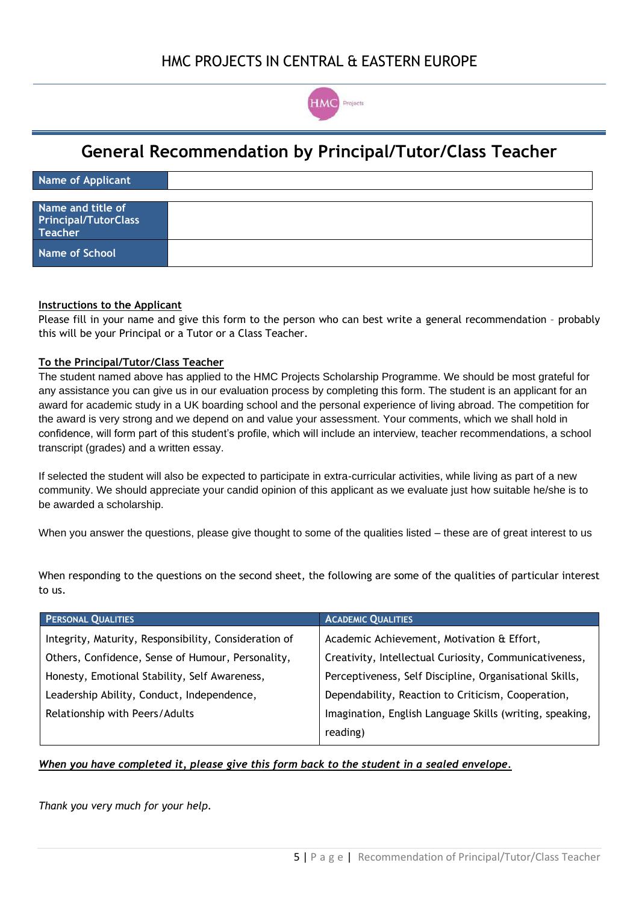# HMC PROJECTS IN CENTRAL & EASTERN EUROPE

## General Recommendation by Principal/Tutor/Class Teacher

| **Name of Applicant** | |
|---|---|

| **Name and title of Principal/TutorClass Teacher** | |
|---|---|
| **Name of School** | |

**Instructions to the Applicant**

Please fill in your name and give this form to the person who can best write a general recommendation – probably this will be your Principal or a Tutor or a Class Teacher.

**To the Principal/Tutor/Class Teacher**

The student named above has applied to the HMC Projects Scholarship Programme. We should be most grateful for any assistance you can give us in our evaluation process by completing this form. The student is an applicant for an award for academic study in a UK boarding school and the personal experience of living abroad. The competition for the award is very strong and we depend on and value your assessment. Your comments, which we shall hold in confidence, will form part of this student's profile, which will include an interview, teacher recommendations, a school transcript (grades) and a written essay.

If selected the student will also be expected to participate in extra-curricular activities, while living as part of a new community. We should appreciate your candid opinion of this applicant as we evaluate just how suitable he/she is to be awarded a scholarship.

When you answer the questions, please give thought to some of the qualities listed – these are of great interest to us

When responding to the questions on the second sheet, the following are some of the qualities of particular interest to us.

| PERSONAL QUALITIES | ACADEMIC QUALITIES |
|---|---|
| Integrity, Maturity, Responsibility, Consideration of Others, Confidence, Sense of Humour, Personality, Honesty, Emotional Stability, Self Awareness, Leadership Ability, Conduct, Independence, Relationship with Peers/Adults | Academic Achievement, Motivation & Effort, Creativity, Intellectual Curiosity, Communicativeness, Perceptiveness, Self Discipline, Organisational Skills, Dependability, Reaction to Criticism, Cooperation, Imagination, English Language Skills (writing, speaking, reading) |

***When you have completed it, please give this form back to the student in a sealed envelope.***

*Thank you very much for your help.*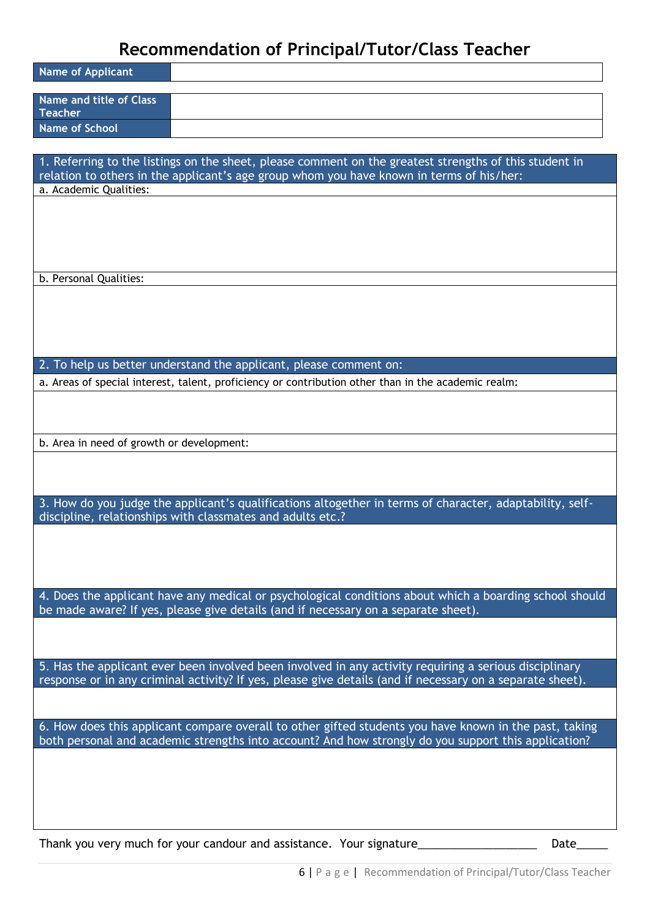# Recommendation of Principal/Tutor/Class Teacher

| | |
|---|---|
| **Name of Applicant** | |

| | |
|---|---|
| **Name and title of Class Teacher** | |
| **Name of School** | |

1. Referring to the listings on the sheet, please comment on the greatest strengths of this student in relation to others in the applicant's age group whom you have known in terms of his/her:

a. Academic Qualities:

b. Personal Qualities:

2. To help us better understand the applicant, please comment on:

a. Areas of special interest, talent, proficiency or contribution other than in the academic realm:

b. Area in need of growth or development:

3. How do you judge the applicant's qualifications altogether in terms of character, adaptability, self-discipline, relationships with classmates and adults etc.?

4. Does the applicant have any medical or psychological conditions about which a boarding school should be made aware? If yes, please give details (and if necessary on a separate sheet).

5. Has the applicant ever been involved been involved in any activity requiring a serious disciplinary response or in any criminal activity? If yes, please give details (and if necessary on a separate sheet).

6. How does this applicant compare overall to other gifted students you have known in the past, taking both personal and academic strengths into account? And how strongly do you support this application?

Thank you very much for your candour and assistance. Your signature___________________ Date_____